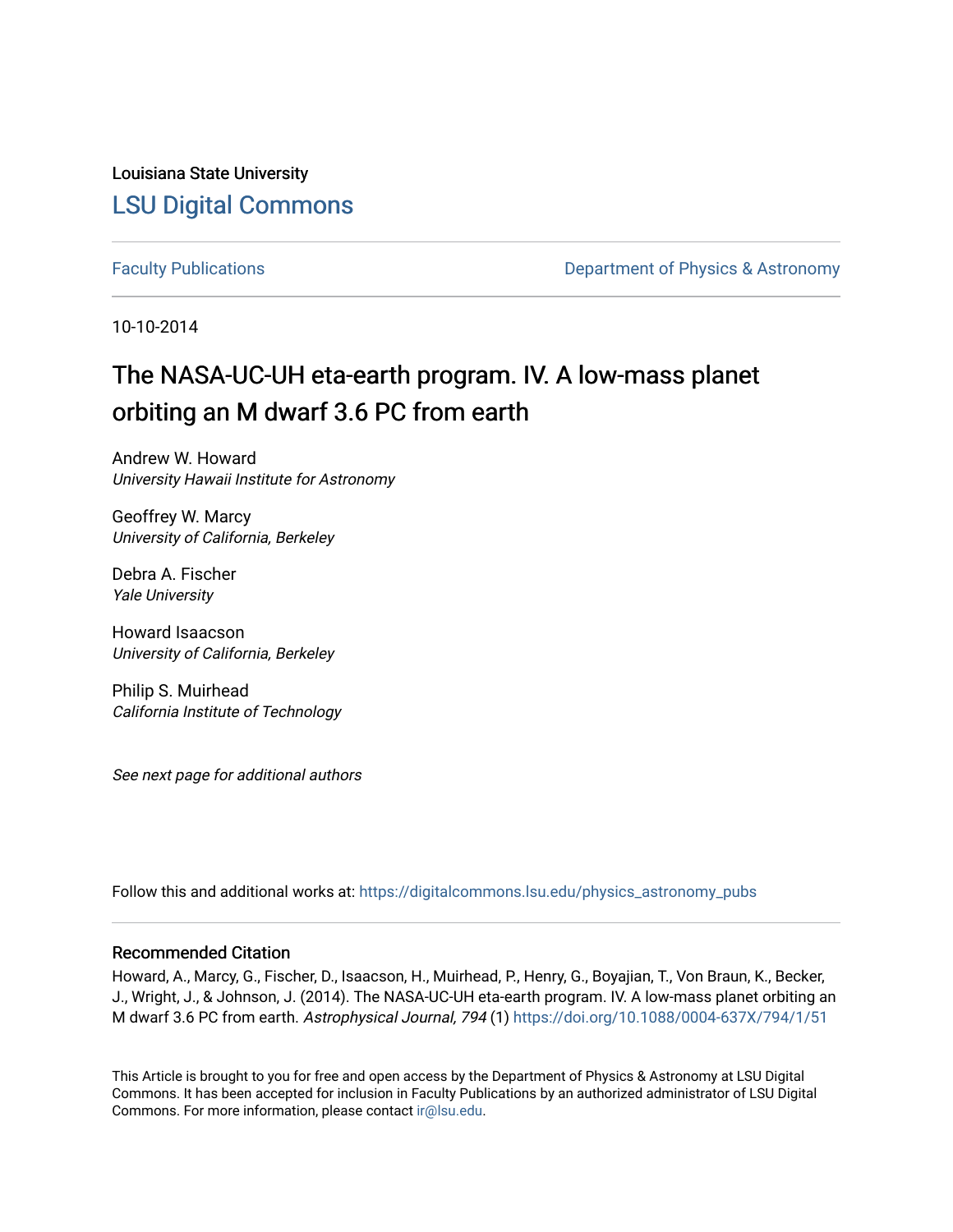Louisiana State University

# LSU Digital Commons

Faculty Publications

Department of Physics & Astronomy

10-10-2014

# The NASA-UC-UH eta-earth program. IV. A low-mass planet orbiting an M dwarf 3.6 PC from earth

Andrew W. Howard
*University Hawaii Institute for Astronomy*

Geoffrey W. Marcy
*University of California, Berkeley*

Debra A. Fischer
*Yale University*

Howard Isaacson
*University of California, Berkeley*

Philip S. Muirhead
*California Institute of Technology*

*See next page for additional authors*

Follow this and additional works at: https://digitalcommons.lsu.edu/physics_astronomy_pubs

## Recommended Citation

Howard, A., Marcy, G., Fischer, D., Isaacson, H., Muirhead, P., Henry, G., Boyajian, T., Von Braun, K., Becker, J., Wright, J., & Johnson, J. (2014). The NASA-UC-UH eta-earth program. IV. A low-mass planet orbiting an M dwarf 3.6 PC from earth. *Astrophysical Journal, 794* (1) https://doi.org/10.1088/0004-637X/794/1/51

This Article is brought to you for free and open access by the Department of Physics & Astronomy at LSU Digital Commons. It has been accepted for inclusion in Faculty Publications by an authorized administrator of LSU Digital Commons. For more information, please contact ir@lsu.edu.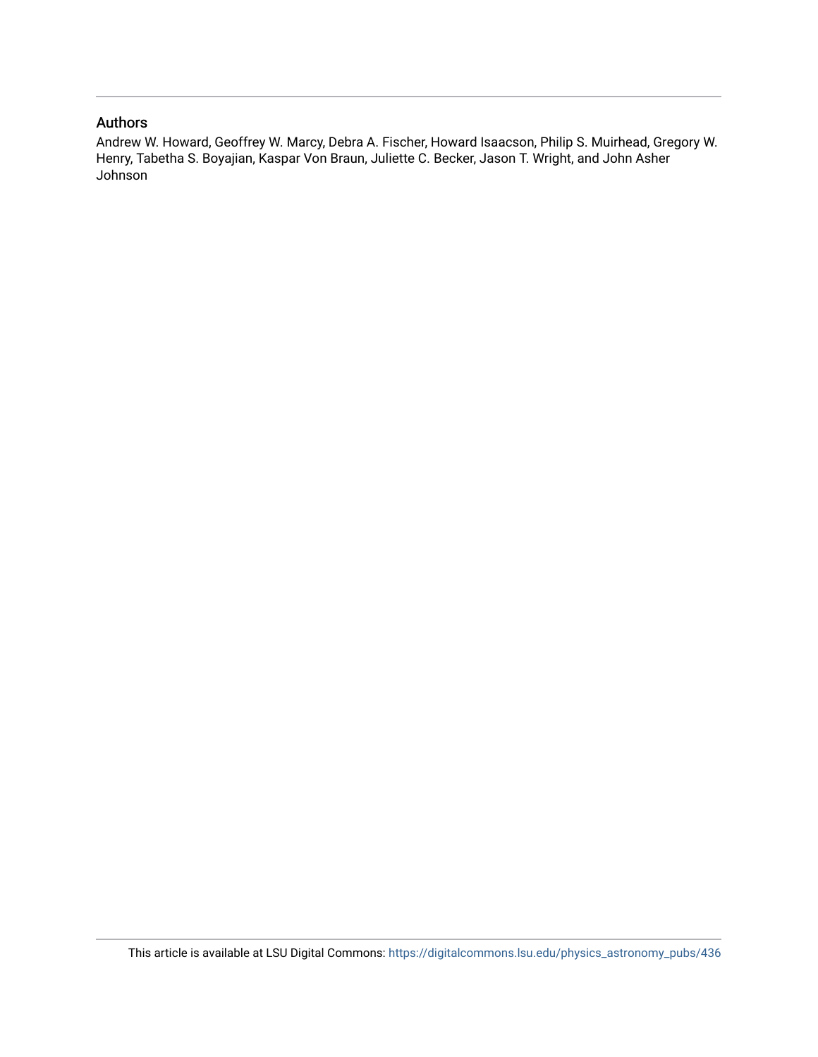## Authors

Andrew W. Howard, Geoffrey W. Marcy, Debra A. Fischer, Howard Isaacson, Philip S. Muirhead, Gregory W. Henry, Tabetha S. Boyajian, Kaspar Von Braun, Juliette C. Becker, Jason T. Wright, and John Asher Johnson

This article is available at LSU Digital Commons: https://digitalcommons.lsu.edu/physics_astronomy_pubs/436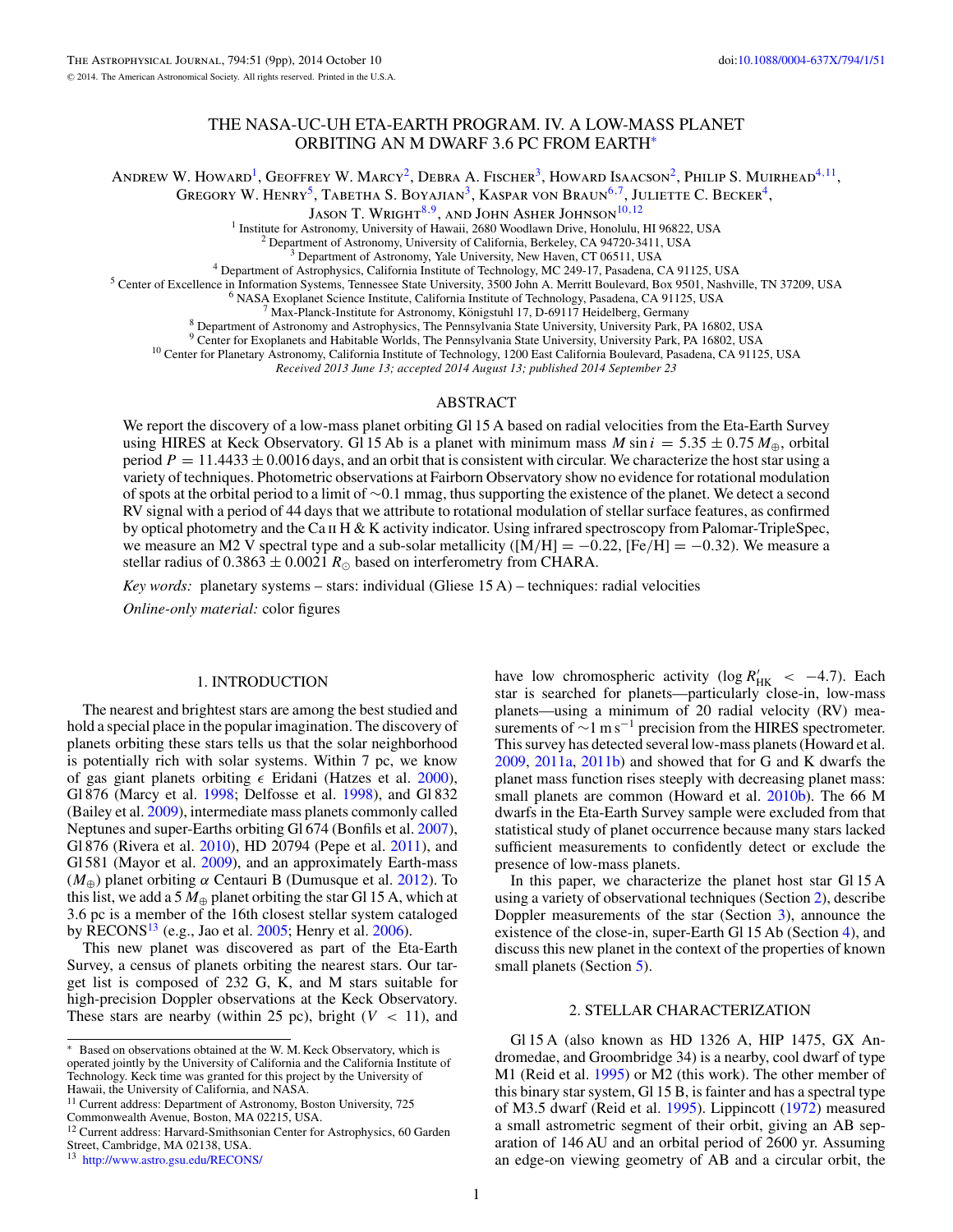# THE NASA-UC-UH ETA-EARTH PROGRAM. IV. A LOW-MASS PLANET ORBITING AN M DWARF 3.6 PC FROM EARTH*

Andrew W. Howard[1], Geoffrey W. Marcy[2], Debra A. Fischer[3], Howard Isaacson[2], Philip S. Muirhead[4,11], Gregory W. Henry[5], Tabetha S. Boyajian[3], Kaspar von Braun[6,7], Juliette C. Becker[4], Jason T. Wright[8,9], and John Asher Johnson[10,12]

[1] Institute for Astronomy, University of Hawaii, 2680 Woodlawn Drive, Honolulu, HI 96822, USA
[2] Department of Astronomy, University of California, Berkeley, CA 94720-3411, USA
[3] Department of Astronomy, Yale University, New Haven, CT 06511, USA
[4] Department of Astrophysics, California Institute of Technology, MC 249-17, Pasadena, CA 91125, USA
[5] Center of Excellence in Information Systems, Tennessee State University, 3500 John A. Merritt Boulevard, Box 9501, Nashville, TN 37209, USA
[6] NASA Exoplanet Science Institute, California Institute of Technology, Pasadena, CA 91125, USA
[7] Max-Planck-Institute for Astronomy, Königstuhl 17, D-69117 Heidelberg, Germany
[8] Department of Astronomy and Astrophysics, The Pennsylvania State University, University Park, PA 16802, USA
[9] Center for Exoplanets and Habitable Worlds, The Pennsylvania State University, University Park, PA 16802, USA
[10] Center for Planetary Astronomy, California Institute of Technology, 1200 East California Boulevard, Pasadena, CA 91125, USA

*Received 2013 June 13; accepted 2014 August 13; published 2014 September 23*

## ABSTRACT

We report the discovery of a low-mass planet orbiting Gl 15 A based on radial velocities from the Eta-Earth Survey using HIRES at Keck Observatory. Gl 15 Ab is a planet with minimum mass $M \sin i = 5.35 \pm 0.75\, M_\oplus$, orbital period $P = 11.4433 \pm 0.0016$ days, and an orbit that is consistent with circular. We characterize the host star using a variety of techniques. Photometric observations at Fairborn Observatory show no evidence for rotational modulation of spots at the orbital period to a limit of ~0.1 mmag, thus supporting the existence of the planet. We detect a second RV signal with a period of 44 days that we attribute to rotational modulation of stellar surface features, as confirmed by optical photometry and the Ca II H & K activity indicator. Using infrared spectroscopy from Palomar-TripleSpec, we measure an M2 V spectral type and a sub-solar metallicity ([M/H] = −0.22, [Fe/H] = −0.32). We measure a stellar radius of $0.3863 \pm 0.0021\, R_\odot$ based on interferometry from CHARA.

*Key words:* planetary systems – stars: individual (Gliese 15 A) – techniques: radial velocities

*Online-only material:* color figures

## 1. INTRODUCTION

The nearest and brightest stars are among the best studied and hold a special place in the popular imagination. The discovery of planets orbiting these stars tells us that the solar neighborhood is potentially rich with solar systems. Within 7 pc, we know of gas giant planets orbiting $\epsilon$ Eridani (Hatzes et al. 2000), Gl 876 (Marcy et al. 1998; Delfosse et al. 1998), and Gl 832 (Bailey et al. 2009), intermediate mass planets commonly called Neptunes and super-Earths orbiting Gl 674 (Bonfils et al. 2007), Gl 876 (Rivera et al. 2010), HD 20794 (Pepe et al. 2011), and Gl 581 (Mayor et al. 2009), and an approximately Earth-mass ($M_\oplus$) planet orbiting $\alpha$ Centauri B (Dumusque et al. 2012). To this list, we add a 5 $M_\oplus$ planet orbiting the star Gl 15 A, which at 3.6 pc is a member of the 16th closest stellar system cataloged by RECONS[13] (e.g., Jao et al. 2005; Henry et al. 2006).

This new planet was discovered as part of the Eta-Earth Survey, a census of planets orbiting the nearest stars. Our target list is composed of 232 G, K, and M stars suitable for high-precision Doppler observations at the Keck Observatory. These stars are nearby (within 25 pc), bright ($V < 11$), and have low chromospheric activity ($\log R'_{\mathrm{HK}} < -4.7$). Each star is searched for planets—particularly close-in, low-mass planets—using a minimum of 20 radial velocity (RV) measurements of ~1 m s$^{-1}$ precision from the HIRES spectrometer. This survey has detected several low-mass planets (Howard et al. 2009, 2011a, 2011b) and showed that for G and K dwarfs the planet mass function rises steeply with decreasing planet mass: small planets are common (Howard et al. 2010b). The 66 M dwarfs in the Eta-Earth Survey sample were excluded from that statistical study of planet occurrence because many stars lacked sufficient measurements to confidently detect or exclude the presence of low-mass planets.

In this paper, we characterize the planet host star Gl 15 A using a variety of observational techniques (Section 2), describe Doppler measurements of the star (Section 3), announce the existence of the close-in, super-Earth Gl 15 Ab (Section 4), and discuss this new planet in the context of the properties of known small planets (Section 5).

## 2. STELLAR CHARACTERIZATION

Gl 15 A (also known as HD 1326 A, HIP 1475, GX Andromedae, and Groombridge 34) is a nearby, cool dwarf of type M1 (Reid et al. 1995) or M2 (this work). The other member of this binary star system, Gl 15 B, is fainter and has a spectral type of M3.5 dwarf (Reid et al. 1995). Lippincott (1972) measured a small astrometric segment of their orbit, giving an AB separation of 146 AU and an orbital period of 2600 yr. Assuming an edge-on viewing geometry of AB and a circular orbit, the

---

* Based on observations obtained at the W. M. Keck Observatory, which is operated jointly by the University of California and the California Institute of Technology. Keck time was granted for this project by the University of Hawaii, the University of California, and NASA.

[11] Current address: Department of Astronomy, Boston University, 725 Commonwealth Avenue, Boston, MA 02215, USA.

[12] Current address: Harvard-Smithsonian Center for Astrophysics, 60 Garden Street, Cambridge, MA 02138, USA.

[13] http://www.astro.gsu.edu/RECONS/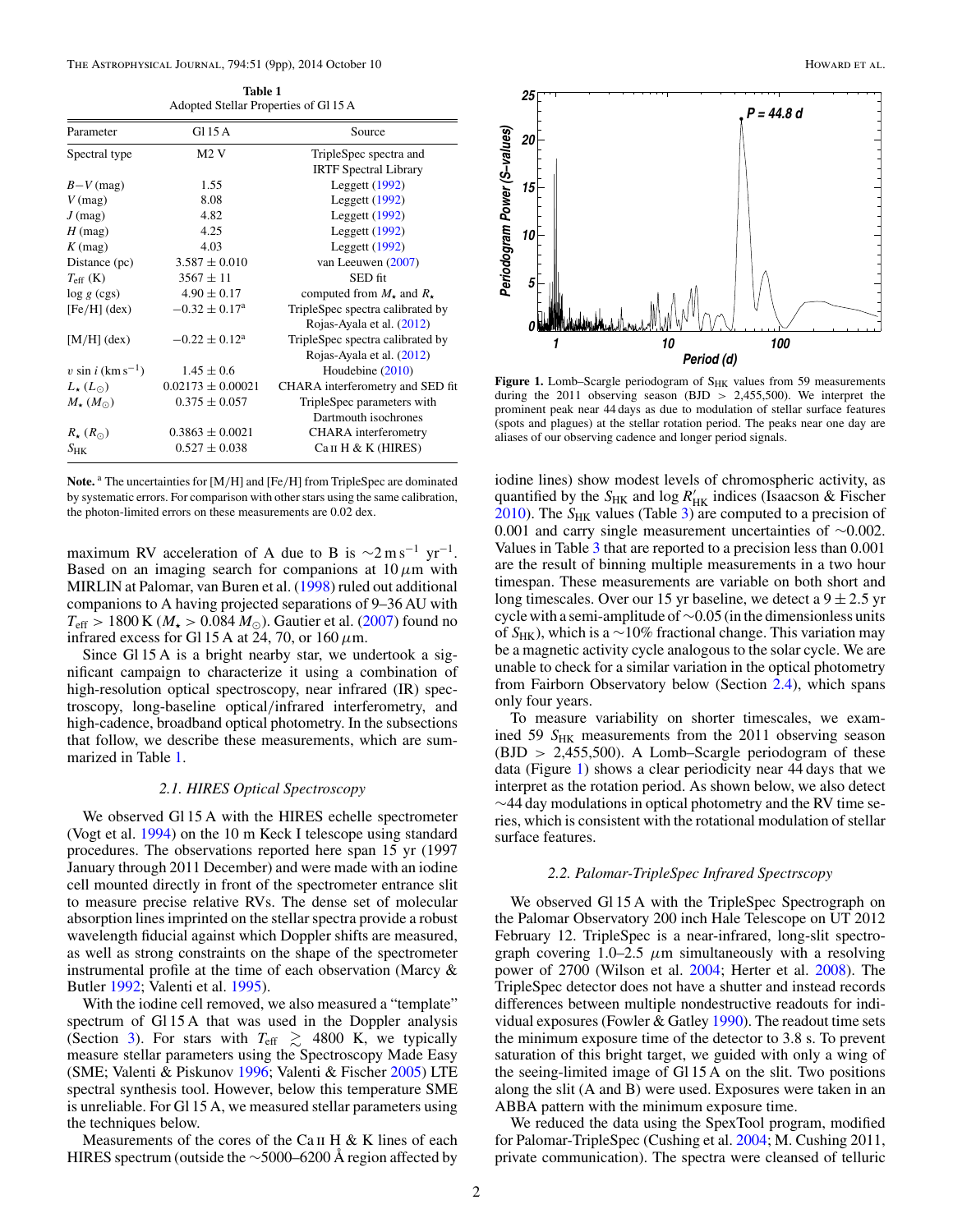**Table 1**
Adopted Stellar Properties of Gl 15 A

| Parameter | Gl 15 A | Source |
|---|---|---|
| Spectral type | M2 V | TripleSpec spectra and IRTF Spectral Library |
| $B-V$ (mag) | 1.55 | Leggett (1992) |
| $V$ (mag) | 8.08 | Leggett (1992) |
| $J$ (mag) | 4.82 | Leggett (1992) |
| $H$ (mag) | 4.25 | Leggett (1992) |
| $K$ (mag) | 4.03 | Leggett (1992) |
| Distance (pc) | $3.587 \pm 0.010$ | van Leeuwen (2007) |
| $T_{\rm eff}$ (K) | $3567 \pm 11$ | SED fit |
| log $g$ (cgs) | $4.90 \pm 0.17$ | computed from $M_\star$ and $R_\star$ |
| [Fe/H] (dex) | $-0.32 \pm 0.17$[a] | TripleSpec spectra calibrated by Rojas-Ayala et al. (2012) |
| [M/H] (dex) | $-0.22 \pm 0.12$[a] | TripleSpec spectra calibrated by Rojas-Ayala et al. (2012) |
| $v \sin i$ (km s$^{-1}$) | $1.45 \pm 0.6$ | Houdebine (2010) |
| $L_\star$ ($L_\odot$) | $0.02173 \pm 0.00021$ | CHARA interferometry and SED fit |
| $M_\star$ ($M_\odot$) | $0.375 \pm 0.057$ | TripleSpec parameters with Dartmouth isochrones |
| $R_\star$ ($R_\odot$) | $0.3863 \pm 0.0021$ | CHARA interferometry |
| $S_{\rm HK}$ | $0.527 \pm 0.038$ | Ca II H & K (HIRES) |

**Note.** [a] The uncertainties for [M/H] and [Fe/H] from TripleSpec are dominated by systematic errors. For comparison with other stars using the same calibration, the photon-limited errors on these measurements are 0.02 dex.

maximum RV acceleration of A due to B is $\sim$2 m s$^{-1}$ yr$^{-1}$. Based on an imaging search for companions at 10 $\mu$m with MIRLIN at Palomar, van Buren et al. (1998) ruled out additional companions to A having projected separations of 9–36 AU with $T_{\rm eff} > 1800$ K ($M_\star > 0.084\,M_\odot$). Gautier et al. (2007) found no infrared excess for Gl 15 A at 24, 70, or 160 $\mu$m.

Since Gl 15 A is a bright nearby star, we undertook a significant campaign to characterize it using a combination of high-resolution optical spectroscopy, near infrared (IR) spectroscopy, long-baseline optical/infrared interferometry, and high-cadence, broadband optical photometry. In the subsections that follow, we describe these measurements, which are summarized in Table 1.

### 2.1. HIRES Optical Spectroscopy

We observed Gl 15 A with the HIRES echelle spectrometer (Vogt et al. 1994) on the 10 m Keck I telescope using standard procedures. The observations reported here span 15 yr (1997 January through 2011 December) and were made with an iodine cell mounted directly in front of the spectrometer entrance slit to measure precise relative RVs. The dense set of molecular absorption lines imprinted on the stellar spectra provide a robust wavelength fiducial against which Doppler shifts are measured, as well as strong constraints on the shape of the spectrometer instrumental profile at the time of each observation (Marcy & Butler 1992; Valenti et al. 1995).

With the iodine cell removed, we also measured a "template" spectrum of Gl 15 A that was used in the Doppler analysis (Section 3). For stars with $T_{\rm eff} \gtrsim 4800$ K, we typically measure stellar parameters using the Spectroscopy Made Easy (SME; Valenti & Piskunov 1996; Valenti & Fischer 2005) LTE spectral synthesis tool. However, below this temperature SME is unreliable. For Gl 15 A, we measured stellar parameters using the techniques below.

Measurements of the cores of the Ca II H & K lines of each HIRES spectrum (outside the $\sim$5000–6200 Å region affected by iodine lines) show modest levels of chromospheric activity, as quantified by the $S_{\rm HK}$ and log $R'_{\rm HK}$ indices (Isaacson & Fischer 2010). The $S_{\rm HK}$ values (Table 3) are computed to a precision of 0.001 and carry single measurement uncertainties of $\sim$0.002. Values in Table 3 that are reported to a precision less than 0.001 are the result of binning multiple measurements in a two hour timespan. These measurements are variable on both short and long timescales. Over our 15 yr baseline, we detect a $9 \pm 2.5$ yr cycle with a semi-amplitude of $\sim$0.05 (in the dimensionless units of $S_{\rm HK}$), which is a $\sim$10% fractional change. This variation may be a magnetic activity cycle analogous to the solar cycle. We are unable to check for a similar variation in the optical photometry from Fairborn Observatory below (Section 2.4), which spans only four years.

To measure variability on shorter timescales, we examined 59 $S_{\rm HK}$ measurements from the 2011 observing season (BJD $>$ 2,455,500). A Lomb–Scargle periodogram of these data (Figure 1) shows a clear periodicity near 44 days that we interpret as the rotation period. As shown below, we also detect $\sim$44 day modulations in optical photometry and the RV time series, which is consistent with the rotational modulation of stellar surface features.

**Figure 1.** Lomb–Scargle periodogram of $S_{\rm HK}$ values from 59 measurements during the 2011 observing season (BJD $>$ 2,455,500). We interpret the prominent peak near 44 days as due to modulation of stellar surface features (spots and plagues) at the stellar rotation period. The peaks near one day are aliases of our observing cadence and longer period signals.

### 2.2. Palomar-TripleSpec Infrared Spectrscopy

We observed Gl 15 A with the TripleSpec Spectrograph on the Palomar Observatory 200 inch Hale Telescope on UT 2012 February 12. TripleSpec is a near-infrared, long-slit spectrograph covering 1.0–2.5 $\mu$m simultaneously with a resolving power of 2700 (Wilson et al. 2004; Herter et al. 2008). The TripleSpec detector does not have a shutter and instead records differences between multiple nondestructive readouts for individual exposures (Fowler & Gatley 1990). The readout time sets the minimum exposure time of the detector to 3.8 s. To prevent saturation of this bright target, we guided with only a wing of the seeing-limited image of Gl 15 A on the slit. Two positions along the slit (A and B) were used. Exposures were taken in an ABBA pattern with the minimum exposure time.

We reduced the data using the SpexTool program, modified for Palomar-TripleSpec (Cushing et al. 2004; M. Cushing 2011, private communication). The spectra were cleansed of telluric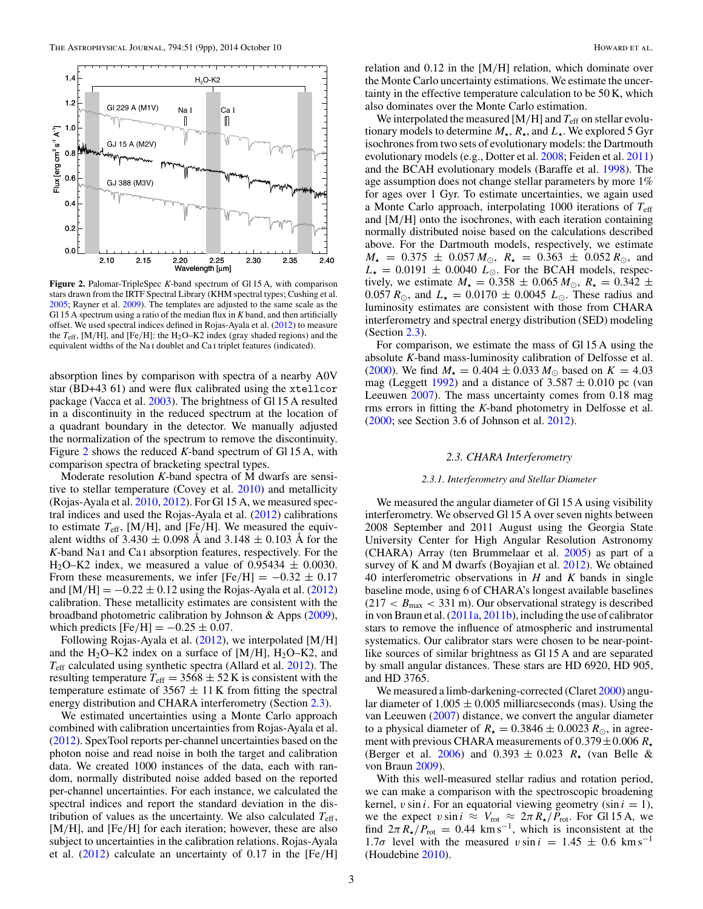Figure 2. Palomar-TripleSpec $K$-band spectrum of Gl 15 A, with comparison stars drawn from the IRTF Spectral Library (KHM spectral types; Cushing et al. 2005; Rayner et al. 2009). The templates are adjusted to the same scale as the Gl 15 A spectrum using a ratio of the median flux in $K$ band, and then artificially offset. We used spectral indices defined in Rojas-Ayala et al. (2012) to measure the $T_{\rm eff}$, [M/H], and [Fe/H]: the $H_2O$–K2 index (gray shaded regions) and the equivalent widths of the Na I doublet and Ca I triplet features (indicated).

absorption lines by comparison with spectra of a nearby A0V star (BD+43 61) and were flux calibrated using the `xtellcor` package (Vacca et al. 2003). The brightness of Gl 15 A resulted in a discontinuity in the reduced spectrum at the location of a quadrant boundary in the detector. We manually adjusted the normalization of the spectrum to remove the discontinuity. Figure 2 shows the reduced $K$-band spectrum of Gl 15 A, with comparison spectra of bracketing spectral types.

Moderate resolution $K$-band spectra of M dwarfs are sensitive to stellar temperature (Covey et al. 2010) and metallicity (Rojas-Ayala et al. 2010, 2012). For Gl 15 A, we measured spectral indices and used the Rojas-Ayala et al. (2012) calibrations to estimate $T_{\rm eff}$, [M/H], and [Fe/H]. We measured the equivalent widths of $3.430 \pm 0.098$ Å and $3.148 \pm 0.103$ Å for the $K$-band Na I and Ca I absorption features, respectively. For the $H_2O$–K2 index, we measured a value of $0.95434 \pm 0.0030$. From these measurements, we infer [Fe/H] $= -0.32 \pm 0.17$ and [M/H] $= -0.22 \pm 0.12$ using the Rojas-Ayala et al. (2012) calibration. These metallicity estimates are consistent with the broadband photometric calibration by Johnson & Apps (2009), which predicts [Fe/H] $= -0.25 \pm 0.07$.

Following Rojas-Ayala et al. (2012), we interpolated [M/H] and the $H_2O$–K2 index on a surface of [M/H], $H_2O$–K2, and $T_{\rm eff}$ calculated using synthetic spectra (Allard et al. 2012). The resulting temperature $T_{\rm eff} = 3568 \pm 52$ K is consistent with the temperature estimate of $3567 \pm 11$ K from fitting the spectral energy distribution and CHARA interferometry (Section 2.3).

We estimated uncertainties using a Monte Carlo approach combined with calibration uncertainties from Rojas-Ayala et al. (2012). SpexTool reports per-channel uncertainties based on the photon noise and read noise in both the target and calibration data. We created 1000 instances of the data, each with random, normally distributed noise added based on the reported per-channel uncertainties. For each instance, we calculated the spectral indices and report the standard deviation in the distribution of values as the uncertainty. We also calculated $T_{\rm eff}$, [M/H], and [Fe/H] for each iteration; however, these are also subject to uncertainties in the calibration relations. Rojas-Ayala et al. (2012) calculate an uncertainty of 0.17 in the [Fe/H] relation and 0.12 in the [M/H] relation, which dominate over the Monte Carlo uncertainty estimations. We estimate the uncertainty in the effective temperature calculation to be 50 K, which also dominates over the Monte Carlo estimation.

We interpolated the measured [M/H] and $T_{\rm eff}$ on stellar evolutionary models to determine $M_\star$, $R_\star$, and $L_\star$. We explored 5 Gyr isochrones from two sets of evolutionary models: the Dartmouth evolutionary models (e.g., Dotter et al. 2008; Feiden et al. 2011) and the BCAH evolutionary models (Baraffe et al. 1998). The age assumption does not change stellar parameters by more 1% for ages over 1 Gyr. To estimate uncertainties, we again used a Monte Carlo approach, interpolating 1000 iterations of $T_{\rm eff}$ and [M/H] onto the isochrones, with each iteration containing normally distributed noise based on the calculations described above. For the Dartmouth models, respectively, we estimate $M_\star = 0.375 \pm 0.057\,M_\odot$, $R_\star = 0.363 \pm 0.052\,R_\odot$, and $L_\star = 0.0191 \pm 0.0040\,L_\odot$. For the BCAH models, respectively, we estimate $M_\star = 0.358 \pm 0.065\,M_\odot$, $R_\star = 0.342 \pm 0.057\,R_\odot$, and $L_\star = 0.0170 \pm 0.0045\,L_\odot$. These radius and luminosity estimates are consistent with those from CHARA interferometry and spectral energy distribution (SED) modeling (Section 2.3).

For comparison, we estimate the mass of Gl 15 A using the absolute $K$-band mass-luminosity calibration of Delfosse et al. (2000). We find $M_\star = 0.404 \pm 0.033\,M_\odot$ based on $K = 4.03$ mag (Leggett 1992) and a distance of $3.587 \pm 0.010$ pc (van Leeuwen 2007). The mass uncertainty comes from 0.18 mag rms errors in fitting the $K$-band photometry in Delfosse et al. (2000; see Section 3.6 of Johnson et al. 2012).

### 2.3. CHARA Interferometry

#### 2.3.1. Interferometry and Stellar Diameter

We measured the angular diameter of Gl 15 A using visibility interferometry. We observed Gl 15 A over seven nights between 2008 September and 2011 August using the Georgia State University Center for High Angular Resolution Astronomy (CHARA) Array (ten Brummelaar et al. 2005) as part of a survey of K and M dwarfs (Boyajian et al. 2012). We obtained 40 interferometric observations in $H$ and $K$ bands in single baseline mode, using 6 of CHARA's longest available baselines ($217 < B_{\rm max} < 331$ m). Our observational strategy is described in von Braun et al. (2011a, 2011b), including the use of calibrator stars to remove the influence of atmospheric and instrumental systematics. Our calibrator stars were chosen to be near-point-like sources of similar brightness as Gl 15 A and are separated by small angular distances. These stars are HD 6920, HD 905, and HD 3765.

We measured a limb-darkening-corrected (Claret 2000) angular diameter of $1.005 \pm 0.005$ milliarcseconds (mas). Using the van Leeuwen (2007) distance, we convert the angular diameter to a physical diameter of $R_\star = 0.3846 \pm 0.0023\,R_\odot$, in agreement with previous CHARA measurements of $0.379 \pm 0.006\,R_\star$ (Berger et al. 2006) and $0.393 \pm 0.023\,R_\star$ (van Belle & von Braun 2009).

With this well-measured stellar radius and rotation period, we can make a comparison with the spectroscopic broadening kernel, $v \sin i$. For an equatorial viewing geometry ($\sin i = 1$), we the expect $v \sin i \approx V_{\rm rot} \approx 2\pi R_\star / P_{\rm rot}$. For Gl 15 A, we find $2\pi R_\star / P_{\rm rot} = 0.44$ km s$^{-1}$, which is inconsistent at the $1.7\sigma$ level with the measured $v \sin i = 1.45 \pm 0.6$ km s$^{-1}$ (Houdebine 2010).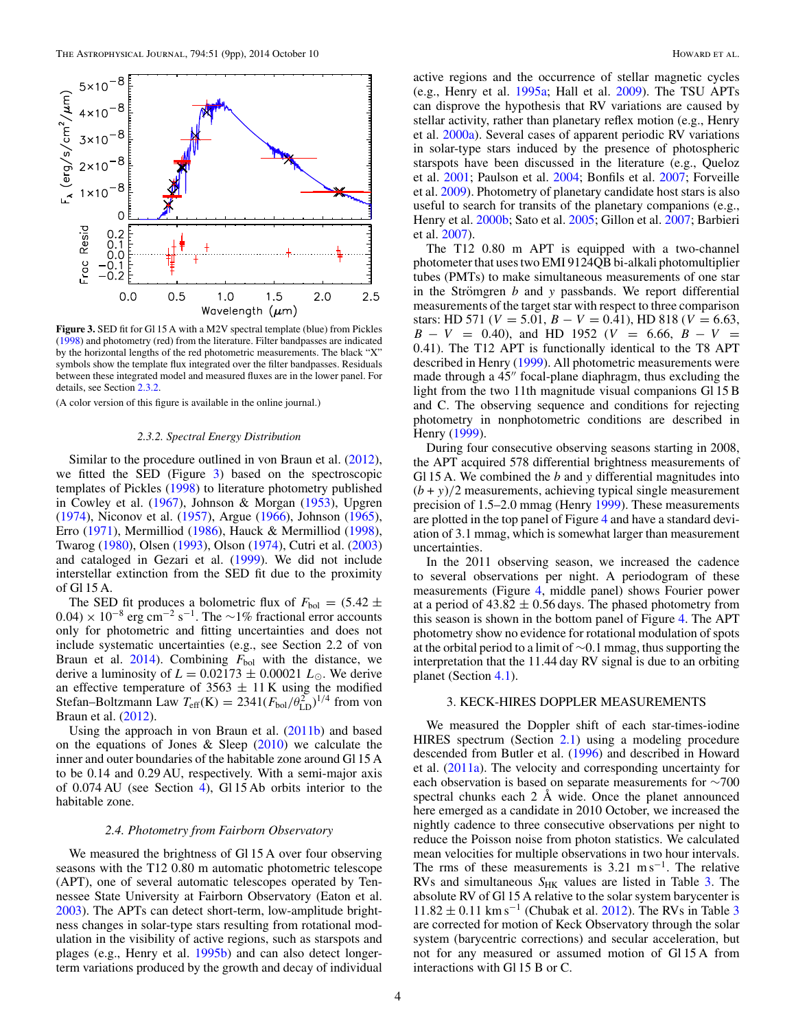**Figure 3.** SED fit for Gl 15 A with a M2V spectral template (blue) from Pickles (1998) and photometry (red) from the literature. Filter bandpasses are indicated by the horizontal lengths of the red photometric measurements. The black "X" symbols show the template flux integrated over the filter bandpasses. Residuals between these integrated model and measured fluxes are in the lower panel. For details, see Section 2.3.2.

(A color version of this figure is available in the online journal.)

### 2.3.2. Spectral Energy Distribution

Similar to the procedure outlined in von Braun et al. (2012), we fitted the SED (Figure 3) based on the spectroscopic templates of Pickles (1998) to literature photometry published in Cowley et al. (1967), Johnson & Morgan (1953), Upgren (1974), Niconov et al. (1957), Argue (1966), Johnson (1965), Erro (1971), Mermilliod (1986), Hauck & Mermilliod (1998), Twarog (1980), Olsen (1993), Olson (1974), Cutri et al. (2003) and cataloged in Gezari et al. (1999). We did not include interstellar extinction from the SED fit due to the proximity of Gl 15 A.

The SED fit produces a bolometric flux of $F_{\mathrm{bol}} = (5.42 \pm 0.04) \times 10^{-8}$ erg cm$^{-2}$ s$^{-1}$. The ~1% fractional error accounts only for photometric and fitting uncertainties and does not include systematic uncertainties (e.g., see Section 2.2 of von Braun et al. 2014). Combining $F_{\mathrm{bol}}$ with the distance, we derive a luminosity of $L = 0.02173 \pm 0.00021\ L_{\odot}$. We derive an effective temperature of $3563 \pm 11$ K using the modified Stefan–Boltzmann Law $T_{\mathrm{eff}}(\mathrm{K}) = 2341(F_{\mathrm{bol}}/\theta^2_{\mathrm{LD}})^{1/4}$ from von Braun et al. (2012).

Using the approach in von Braun et al. (2011b) and based on the equations of Jones & Sleep (2010) we calculate the inner and outer boundaries of the habitable zone around Gl 15 A to be 0.14 and 0.29 AU, respectively. With a semi-major axis of 0.074 AU (see Section 4), Gl 15 Ab orbits interior to the habitable zone.

### 2.4. Photometry from Fairborn Observatory

We measured the brightness of Gl 15 A over four observing seasons with the T12 0.80 m automatic photometric telescope (APT), one of several automatic telescopes operated by Tennessee State University at Fairborn Observatory (Eaton et al. 2003). The APTs can detect short-term, low-amplitude brightness changes in solar-type stars resulting from rotational modulation in the visibility of active regions, such as starspots and plages (e.g., Henry et al. 1995b) and can also detect longer-term variations produced by the growth and decay of individual active regions and the occurrence of stellar magnetic cycles (e.g., Henry et al. 1995a; Hall et al. 2009). The TSU APTs can disprove the hypothesis that RV variations are caused by stellar activity, rather than planetary reflex motion (e.g., Henry et al. 2000a). Several cases of apparent periodic RV variations in solar-type stars induced by the presence of photospheric starspots have been discussed in the literature (e.g., Queloz et al. 2001; Paulson et al. 2004; Bonfils et al. 2007; Forveille et al. 2009). Photometry of planetary candidate host stars is also useful to search for transits of the planetary companions (e.g., Henry et al. 2000b; Sato et al. 2005; Gillon et al. 2007; Barbieri et al. 2007).

The T12 0.80 m APT is equipped with a two-channel photometer that uses two EMI 9124QB bi-alkali photomultiplier tubes (PMTs) to make simultaneous measurements of one star in the Strömgren $b$ and $y$ passbands. We report differential measurements of the target star with respect to three comparison stars: HD 571 ($V = 5.01$, $B - V = 0.41$), HD 818 ($V = 6.63$, $B - V = 0.40$), and HD 1952 ($V = 6.66$, $B - V = 0.41$). The T12 APT is functionally identical to the T8 APT described in Henry (1999). All photometric measurements were made through a 45″ focal-plane diaphragm, thus excluding the light from the two 11th magnitude visual companions Gl 15 B and C. The observing sequence and conditions for rejecting photometry in nonphotometric conditions are described in Henry (1999).

During four consecutive observing seasons starting in 2008, the APT acquired 578 differential brightness measurements of Gl 15 A. We combined the $b$ and $y$ differential magnitudes into $(b + y)/2$ measurements, achieving typical single measurement precision of 1.5–2.0 mmag (Henry 1999). These measurements are plotted in the top panel of Figure 4 and have a standard deviation of 3.1 mmag, which is somewhat larger than measurement uncertainties.

In the 2011 observing season, we increased the cadence to several observations per night. A periodogram of these measurements (Figure 4, middle panel) shows Fourier power at a period of $43.82 \pm 0.56$ days. The phased photometry from this season is shown in the bottom panel of Figure 4. The APT photometry show no evidence for rotational modulation of spots at the orbital period to a limit of ~0.1 mmag, thus supporting the interpretation that the 11.44 day RV signal is due to an orbiting planet (Section 4.1).

## 3. KECK-HIRES DOPPLER MEASUREMENTS

We measured the Doppler shift of each star-times-iodine HIRES spectrum (Section 2.1) using a modeling procedure descended from Butler et al. (1996) and described in Howard et al. (2011a). The velocity and corresponding uncertainty for each observation is based on separate measurements for ~700 spectral chunks each 2 Å wide. Once the planet announced here emerged as a candidate in 2010 October, we increased the nightly cadence to three consecutive observations per night to reduce the Poisson noise from photon statistics. We calculated mean velocities for multiple observations in two hour intervals. The rms of these measurements is 3.21 m s$^{-1}$. The relative RVs and simultaneous $S_{\mathrm{HK}}$ values are listed in Table 3. The absolute RV of Gl 15 A relative to the solar system barycenter is $11.82 \pm 0.11$ km s$^{-1}$ (Chubak et al. 2012). The RVs in Table 3 are corrected for motion of Keck Observatory through the solar system (barycentric corrections) and secular acceleration, but not for any measured or assumed motion of Gl 15 A from interactions with Gl 15 B or C.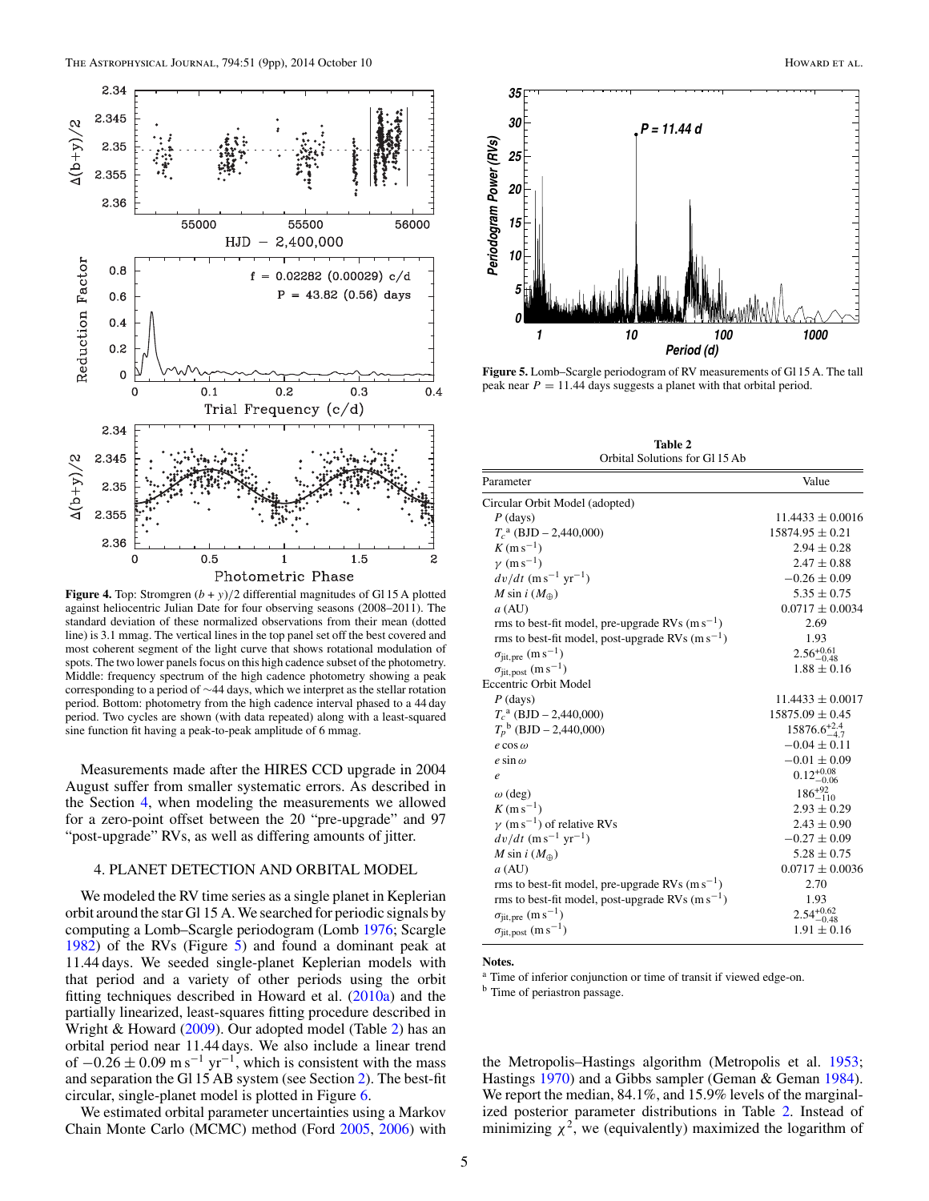**Figure 4.** Top: Stromgren $(b + y)/2$ differential magnitudes of Gl 15 A plotted against heliocentric Julian Date for four observing seasons (2008–2011). The standard deviation of these normalized observations from their mean (dotted line) is 3.1 mmag. The vertical lines in the top panel set off the best covered and most coherent segment of the light curve that shows rotational modulation of spots. The two lower panels focus on this high cadence subset of the photometry. Middle: frequency spectrum of the high cadence photometry showing a peak corresponding to a period of ∼44 days, which we interpret as the stellar rotation period. Bottom: photometry from the high cadence interval phased to a 44 day period. Two cycles are shown (with data repeated) along with a least-squared sine function fit having a peak-to-peak amplitude of 6 mmag.

Measurements made after the HIRES CCD upgrade in 2004 August suffer from smaller systematic errors. As described in the Section 4, when modeling the measurements we allowed for a zero-point offset between the 20 "pre-upgrade" and 97 "post-upgrade" RVs, as well as differing amounts of jitter.

## 4. PLANET DETECTION AND ORBITAL MODEL

We modeled the RV time series as a single planet in Keplerian orbit around the star Gl 15 A. We searched for periodic signals by computing a Lomb–Scargle periodogram (Lomb 1976; Scargle 1982) of the RVs (Figure 5) and found a dominant peak at 11.44 days. We seeded single-planet Keplerian models with that period and a variety of other periods using the orbit fitting techniques described in Howard et al. (2010a) and the partially linearized, least-squares fitting procedure described in Wright & Howard (2009). Our adopted model (Table 2) has an orbital period near 11.44 days. We also include a linear trend of $-0.26 \pm 0.09$ m s$^{-1}$ yr$^{-1}$, which is consistent with the mass and separation the Gl 15 AB system (see Section 2). The best-fit circular, single-planet model is plotted in Figure 6.

We estimated orbital parameter uncertainties using a Markov Chain Monte Carlo (MCMC) method (Ford 2005, 2006) with the Metropolis–Hastings algorithm (Metropolis et al. 1953; Hastings 1970) and a Gibbs sampler (Geman & Geman 1984). We report the median, 84.1%, and 15.9% levels of the marginalized posterior parameter distributions in Table 2. Instead of minimizing $\chi^2$, we (equivalently) maximized the logarithm of

**Figure 5.** Lomb–Scargle periodogram of RV measurements of Gl 15 A. The tall peak near $P = 11.44$ days suggests a planet with that orbital period.

**Table 2**
Orbital Solutions for Gl 15 Ab

| Parameter | Value |
|---|---|
| Circular Orbit Model (adopted) | |
| $P$ (days) | $11.4433 \pm 0.0016$ |
| $T_c$[a] (BJD – 2,440,000) | $15874.95 \pm 0.21$ |
| $K$ (m s$^{-1}$) | $2.94 \pm 0.28$ |
| $\gamma$ (m s$^{-1}$) | $2.47 \pm 0.88$ |
| $dv/dt$ (m s$^{-1}$ yr$^{-1}$) | $-0.26 \pm 0.09$ |
| $M \sin i$ ($M_\oplus$) | $5.35 \pm 0.75$ |
| $a$ (AU) | $0.0717 \pm 0.0034$ |
| rms to best-fit model, pre-upgrade RVs (m s$^{-1}$) | 2.69 |
| rms to best-fit model, post-upgrade RVs (m s$^{-1}$) | 1.93 |
| $\sigma_{\rm jit,pre}$ (m s$^{-1}$) | $2.56^{+0.61}_{-0.48}$ |
| $\sigma_{\rm jit,post}$ (m s$^{-1}$) | $1.88 \pm 0.16$ |
| Eccentric Orbit Model | |
| $P$ (days) | $11.4433 \pm 0.0017$ |
| $T_c$[a] (BJD – 2,440,000) | $15875.09 \pm 0.45$ |
| $T_p$[b] (BJD – 2,440,000) | $15876.6^{+2.4}_{-4.7}$ |
| $e \cos \omega$ | $-0.04 \pm 0.11$ |
| $e \sin \omega$ | $-0.01 \pm 0.09$ |
| $e$ | $0.12^{+0.08}_{-0.06}$ |
| $\omega$ (deg) | $186^{+92}_{-110}$ |
| $K$ (m s$^{-1}$) | $2.93 \pm 0.29$ |
| $\gamma$ (m s$^{-1}$) of relative RVs | $2.43 \pm 0.90$ |
| $dv/dt$ (m s$^{-1}$ yr$^{-1}$) | $-0.27 \pm 0.09$ |
| $M \sin i$ ($M_\oplus$) | $5.28 \pm 0.75$ |
| $a$ (AU) | $0.0717 \pm 0.0036$ |
| rms to best-fit model, pre-upgrade RVs (m s$^{-1}$) | 2.70 |
| rms to best-fit model, post-upgrade RVs (m s$^{-1}$) | 1.93 |
| $\sigma_{\rm jit,pre}$ (m s$^{-1}$) | $2.54^{+0.62}_{-0.48}$ |
| $\sigma_{\rm jit,post}$ (m s$^{-1}$) | $1.91 \pm 0.16$ |

**Notes.**
[a] Time of inferior conjunction or time of transit if viewed edge-on.
[b] Time of periastron passage.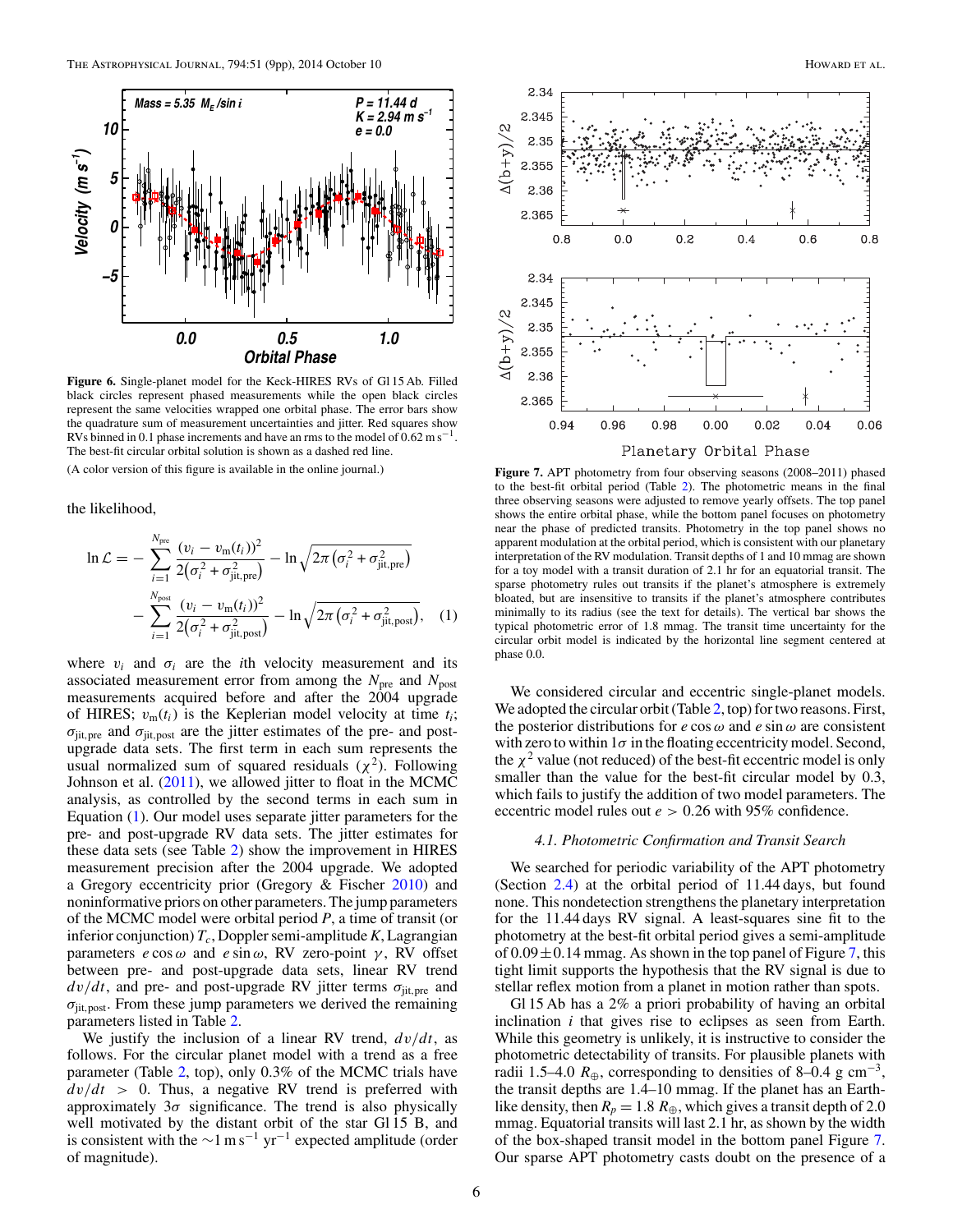Figure 6. Single-planet model for the Keck-HIRES RVs of Gl 15 Ab. Filled black circles represent phased measurements while the open black circles represent the same velocities wrapped one orbital phase. The error bars show the quadrature sum of measurement uncertainties and jitter. Red squares show RVs binned in 0.1 phase increments and have an rms to the model of 0.62 m s$^{-1}$. The best-fit circular orbital solution is shown as a dashed red line.

(A color version of this figure is available in the online journal.)

Figure 7. APT photometry from four observing seasons (2008–2011) phased to the best-fit orbital period (Table 2). The photometric means in the final three observing seasons were adjusted to remove yearly offsets. The top panel shows the entire orbital phase, while the bottom panel focuses on photometry near the phase of predicted transits. Photometry in the top panel shows no apparent modulation at the orbital period, which is consistent with our planetary interpretation of the RV modulation. Transit depths of 1 and 10 mmag are shown for a toy model with a transit duration of 2.1 hr for an equatorial transit. The sparse photometry rules out transits if the planet's atmosphere is extremely bloated, but are insensitive to transits if the planet's atmosphere contributes minimally to its radius (see the text for details). The vertical bar shows the typical photometric error of 1.8 mmag. The transit time uncertainty for the circular orbit model is indicated by the horizontal line segment centered at phase 0.0.

the likelihood,

$$\ln \mathcal{L} = -\sum_{i=1}^{N_{\text{pre}}} \frac{(v_i - v_{\text{m}}(t_i))^2}{2\left(\sigma_i^2 + \sigma_{\text{jit,pre}}^2\right)} - \ln \sqrt{2\pi\left(\sigma_i^2 + \sigma_{\text{jit,pre}}^2\right)}$$
$$- \sum_{i=1}^{N_{\text{post}}} \frac{(v_i - v_{\text{m}}(t_i))^2}{2\left(\sigma_i^2 + \sigma_{\text{jit,post}}^2\right)} - \ln \sqrt{2\pi\left(\sigma_i^2 + \sigma_{\text{jit,post}}^2\right)}, \quad (1)$$

where $v_i$ and $\sigma_i$ are the $i$th velocity measurement and its associated measurement error from among the $N_{\text{pre}}$ and $N_{\text{post}}$ measurements acquired before and after the 2004 upgrade of HIRES; $v_{\text{m}}(t_i)$ is the Keplerian model velocity at time $t_i$; $\sigma_{\text{jit,pre}}$ and $\sigma_{\text{jit,post}}$ are the jitter estimates of the pre- and post-upgrade data sets. The first term in each sum represents the usual normalized sum of squared residuals ($\chi^2$). Following Johnson et al. (2011), we allowed jitter to float in the MCMC analysis, as controlled by the second terms in each sum in Equation (1). Our model uses separate jitter parameters for the pre- and post-upgrade RV data sets. The jitter estimates for these data sets (see Table 2) show the improvement in HIRES measurement precision after the 2004 upgrade. We adopted a Gregory eccentricity prior (Gregory & Fischer 2010) and noninformative priors on other parameters. The jump parameters of the MCMC model were orbital period $P$, a time of transit (or inferior conjunction) $T_c$, Doppler semi-amplitude $K$, Lagrangian parameters $e \cos \omega$ and $e \sin \omega$, RV zero-point $\gamma$, RV offset between pre- and post-upgrade data sets, linear RV trend $dv/dt$, and pre- and post-upgrade RV jitter terms $\sigma_{\text{jit,pre}}$ and $\sigma_{\text{jit,post}}$. From these jump parameters we derived the remaining parameters listed in Table 2.

We justify the inclusion of a linear RV trend, $dv/dt$, as follows. For the circular planet model with a trend as a free parameter (Table 2, top), only 0.3% of the MCMC trials have $dv/dt > 0$. Thus, a negative RV trend is preferred with approximately $3\sigma$ significance. The trend is also physically well motivated by the distant orbit of the star Gl 15 B, and is consistent with the $\sim$1 m s$^{-1}$ yr$^{-1}$ expected amplitude (order of magnitude).

We considered circular and eccentric single-planet models. We adopted the circular orbit (Table 2, top) for two reasons. First, the posterior distributions for $e \cos \omega$ and $e \sin \omega$ are consistent with zero to within $1\sigma$ in the floating eccentricity model. Second, the $\chi^2$ value (not reduced) of the best-fit eccentric model is only smaller than the value for the best-fit circular model by 0.3, which fails to justify the addition of two model parameters. The eccentric model rules out $e > 0.26$ with 95% confidence.

### *4.1. Photometric Confirmation and Transit Search*

We searched for periodic variability of the APT photometry (Section 2.4) at the orbital period of 11.44 days, but found none. This nondetection strengthens the planetary interpretation for the 11.44 days RV signal. A least-squares sine fit to the photometry at the best-fit orbital period gives a semi-amplitude of $0.09 \pm 0.14$ mmag. As shown in the top panel of Figure 7, this tight limit supports the hypothesis that the RV signal is due to stellar reflex motion from a planet in motion rather than spots.

Gl 15 Ab has a 2% a priori probability of having an orbital inclination $i$ that gives rise to eclipses as seen from Earth. While this geometry is unlikely, it is instructive to consider the photometric detectability of transits. For plausible planets with radii 1.5–4.0 $R_\oplus$, corresponding to densities of 8–0.4 g cm$^{-3}$, the transit depths are 1.4–10 mmag. If the planet has an Earth-like density, then $R_p = 1.8\ R_\oplus$, which gives a transit depth of 2.0 mmag. Equatorial transits will last 2.1 hr, as shown by the width of the box-shaped transit model in the bottom panel Figure 7. Our sparse APT photometry casts doubt on the presence of a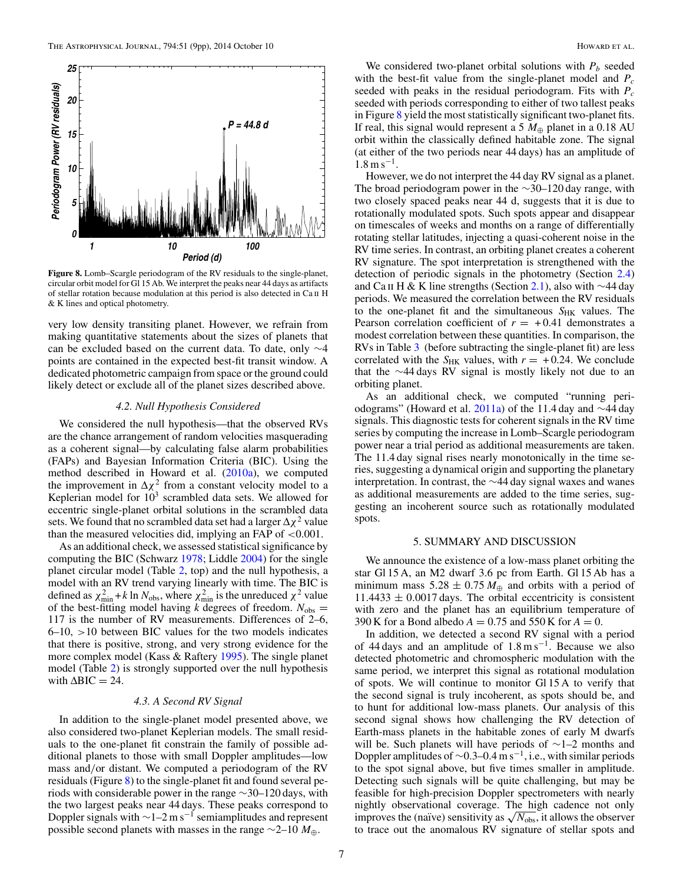**Figure 8.** Lomb–Scargle periodogram of the RV residuals to the single-planet, circular orbit model for Gl 15 Ab. We interpret the peaks near 44 days as artifacts of stellar rotation because modulation at this period is also detected in Ca II H & K lines and optical photometry.

very low density transiting planet. However, we refrain from making quantitative statements about the sizes of planets that can be excluded based on the current data. To date, only ∼4 points are contained in the expected best-fit transit window. A dedicated photometric campaign from space or the ground could likely detect or exclude all of the planet sizes described above.

### 4.2. Null Hypothesis Considered

We considered the null hypothesis—that the observed RVs are the chance arrangement of random velocities masquerading as a coherent signal—by calculating false alarm probabilities (FAPs) and Bayesian Information Criteria (BIC). Using the method described in Howard et al. (2010a), we computed the improvement in $\Delta\chi^2$ from a constant velocity model to a Keplerian model for $10^3$ scrambled data sets. We allowed for eccentric single-planet orbital solutions in the scrambled data sets. We found that no scrambled data set had a larger $\Delta\chi^2$ value than the measured velocities did, implying an FAP of <0.001.

As an additional check, we assessed statistical significance by computing the BIC (Schwarz 1978; Liddle 2004) for the single planet circular model (Table 2, top) and the null hypothesis, a model with an RV trend varying linearly with time. The BIC is defined as $\chi^2_{\rm min} + k \ln N_{\rm obs}$, where $\chi^2_{\rm min}$ is the unreduced $\chi^2$ value of the best-fitting model having $k$ degrees of freedom. $N_{\rm obs}$ = 117 is the number of RV measurements. Differences of 2–6, 6–10, >10 between BIC values for the two models indicates that there is positive, strong, and very strong evidence for the more complex model (Kass & Raftery 1995). The single planet model (Table 2) is strongly supported over the null hypothesis with $\Delta$BIC = 24.

### 4.3. A Second RV Signal

In addition to the single-planet model presented above, we also considered two-planet Keplerian models. The small residuals to the one-planet fit constrain the family of possible additional planets to those with small Doppler amplitudes—low mass and/or distant. We computed a periodogram of the RV residuals (Figure 8) to the single-planet fit and found several periods with considerable power in the range ∼30–120 days, with the two largest peaks near 44 days. These peaks correspond to Doppler signals with ∼1–2 m s$^{-1}$ semiamplitudes and represent possible second planets with masses in the range ∼2–10 $M_\oplus$.

We considered two-planet orbital solutions with $P_b$ seeded with the best-fit value from the single-planet model and $P_c$ seeded with peaks in the residual periodogram. Fits with $P_c$ seeded with periods corresponding to either of two tallest peaks in Figure 8 yield the most statistically significant two-planet fits. If real, this signal would represent a 5 $M_\oplus$ planet in a 0.18 AU orbit within the classically defined habitable zone. The signal (at either of the two periods near 44 days) has an amplitude of 1.8 m s$^{-1}$.

However, we do not interpret the 44 day RV signal as a planet. The broad periodogram power in the ∼30–120 day range, with two closely spaced peaks near 44 d, suggests that it is due to rotationally modulated spots. Such spots appear and disappear on timescales of weeks and months on a range of differentially rotating stellar latitudes, injecting a quasi-coherent noise in the RV time series. In contrast, an orbiting planet creates a coherent RV signature. The spot interpretation is strengthened with the detection of periodic signals in the photometry (Section 2.4) and Ca II H & K line strengths (Section 2.1), also with ∼44 day periods. We measured the correlation between the RV residuals to the one-planet fit and the simultaneous $S_{\rm HK}$ values. The Pearson correlation coefficient of $r = +0.41$ demonstrates a modest correlation between these quantities. In comparison, the RVs in Table 3 (before subtracting the single-planet fit) are less correlated with the $S_{\rm HK}$ values, with $r = +0.24$. We conclude that the ∼44 days RV signal is mostly likely not due to an orbiting planet.

As an additional check, we computed "running periodograms" (Howard et al. 2011a) of the 11.4 day and ∼44 day signals. This diagnostic tests for coherent signals in the RV time series by computing the increase in Lomb–Scargle periodogram power near a trial period as additional measurements are taken. The 11.4 day signal rises nearly monotonically in the time series, suggesting a dynamical origin and supporting the planetary interpretation. In contrast, the ∼44 day signal waxes and wanes as additional measurements are added to the time series, suggesting an incoherent source such as rotationally modulated spots.

## 5. SUMMARY AND DISCUSSION

We announce the existence of a low-mass planet orbiting the star Gl 15 A, an M2 dwarf 3.6 pc from Earth. Gl 15 Ab has a minimum mass 5.28 ± 0.75 $M_\oplus$ and orbits with a period of 11.4433 ± 0.0017 days. The orbital eccentricity is consistent with zero and the planet has an equilibrium temperature of 390 K for a Bond albedo $A$ = 0.75 and 550 K for $A$ = 0.

In addition, we detected a second RV signal with a period of 44 days and an amplitude of 1.8 m s$^{-1}$. Because we also detected photometric and chromospheric modulation with the same period, we interpret this signal as rotational modulation of spots. We will continue to monitor Gl 15 A to verify that the second signal is truly incoherent, as spots should be, and to hunt for additional low-mass planets. Our analysis of this second signal shows how challenging the RV detection of Earth-mass planets in the habitable zones of early M dwarfs will be. Such planets will have periods of ∼1–2 months and Doppler amplitudes of ∼0.3–0.4 m s$^{-1}$, i.e., with similar periods to the spot signal above, but five times smaller in amplitude. Detecting such signals will be quite challenging, but may be feasible for high-precision Doppler spectrometers with nearly nightly observational coverage. The high cadence not only improves the (naïve) sensitivity as $\sqrt{N_{\rm obs}}$, it allows the observer to trace out the anomalous RV signature of stellar spots and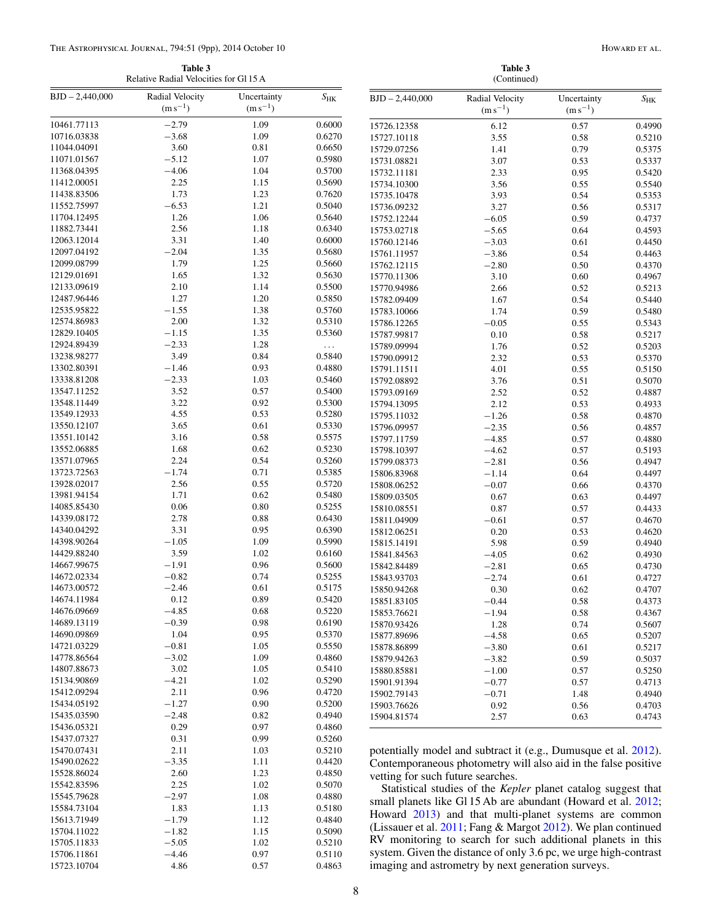**Table 3**
Relative Radial Velocities for Gl 15 A

| BJD – 2,440,000 | Radial Velocity ($m s^{-1}$) | Uncertainty ($m s^{-1}$) | $S_{HK}$ |
|---|---|---|---|
| 10461.77113 | −2.79 | 1.09 | 0.6000 |
| 10716.03838 | −3.68 | 1.09 | 0.6270 |
| 11044.04091 | 3.60 | 0.81 | 0.6650 |
| 11071.01567 | −5.12 | 1.07 | 0.5980 |
| 11368.04395 | −4.06 | 1.04 | 0.5700 |
| 11412.00051 | 2.25 | 1.15 | 0.5690 |
| 11438.83506 | 1.73 | 1.23 | 0.7620 |
| 11552.75997 | −6.53 | 1.21 | 0.5040 |
| 11704.12495 | 1.26 | 1.06 | 0.5640 |
| 11882.73441 | 2.56 | 1.18 | 0.6340 |
| 12063.12014 | 3.31 | 1.40 | 0.6000 |
| 12097.04192 | −2.04 | 1.35 | 0.5680 |
| 12099.08799 | 1.79 | 1.25 | 0.5660 |
| 12129.01691 | 1.65 | 1.32 | 0.5630 |
| 12133.09619 | 2.10 | 1.14 | 0.5500 |
| 12487.96446 | 1.27 | 1.20 | 0.5850 |
| 12535.95822 | −1.55 | 1.38 | 0.5760 |
| 12574.86983 | 2.00 | 1.32 | 0.5310 |
| 12829.10405 | −1.15 | 1.35 | 0.5360 |
| 12924.89439 | −2.33 | 1.28 | ... |
| 13238.98277 | 3.49 | 0.84 | 0.5840 |
| 13302.80391 | −1.46 | 0.93 | 0.4880 |
| 13338.81208 | −2.33 | 1.03 | 0.5460 |
| 13547.11252 | 3.52 | 0.57 | 0.5400 |
| 13548.11449 | 3.22 | 0.92 | 0.5300 |
| 13549.12933 | 4.55 | 0.53 | 0.5280 |
| 13550.12107 | 3.65 | 0.61 | 0.5330 |
| 13551.10142 | 3.16 | 0.58 | 0.5575 |
| 13552.06885 | 1.68 | 0.62 | 0.5230 |
| 13571.07965 | 2.24 | 0.54 | 0.5260 |
| 13723.72563 | −1.74 | 0.71 | 0.5385 |
| 13928.02017 | 2.56 | 0.55 | 0.5720 |
| 13981.94154 | 1.71 | 0.62 | 0.5480 |
| 14085.85430 | 0.06 | 0.80 | 0.5255 |
| 14339.08172 | 2.78 | 0.88 | 0.6430 |
| 14340.04292 | 3.31 | 0.95 | 0.6390 |
| 14398.90264 | −1.05 | 1.09 | 0.5990 |
| 14429.88240 | 3.59 | 1.02 | 0.6160 |
| 14667.99675 | −1.91 | 0.96 | 0.5600 |
| 14672.02334 | −0.82 | 0.74 | 0.5255 |
| 14673.00572 | −2.46 | 0.61 | 0.5175 |
| 14674.11984 | 0.12 | 0.89 | 0.5420 |
| 14676.09669 | −4.85 | 0.68 | 0.5220 |
| 14689.13119 | −0.39 | 0.98 | 0.6190 |
| 14690.09869 | 1.04 | 0.95 | 0.5370 |
| 14721.03229 | −0.81 | 1.05 | 0.5550 |
| 14778.86564 | −3.02 | 1.09 | 0.4860 |
| 14807.88673 | 3.02 | 1.05 | 0.5410 |
| 15134.90869 | −4.21 | 1.02 | 0.5290 |
| 15412.09294 | 2.11 | 0.96 | 0.4720 |
| 15434.05192 | −1.27 | 0.90 | 0.5200 |
| 15435.03590 | −2.48 | 0.82 | 0.4940 |
| 15436.05321 | 0.29 | 0.97 | 0.4860 |
| 15437.07327 | 0.31 | 0.99 | 0.5260 |
| 15470.07431 | 2.11 | 1.03 | 0.5210 |
| 15490.02622 | −3.35 | 1.11 | 0.4420 |
| 15528.86024 | 2.60 | 1.23 | 0.4850 |
| 15542.83596 | 2.25 | 1.02 | 0.5070 |
| 15545.79628 | −2.97 | 1.08 | 0.4880 |
| 15584.73104 | 1.83 | 1.13 | 0.5180 |
| 15613.71949 | −1.79 | 1.12 | 0.4840 |
| 15704.11022 | −1.82 | 1.15 | 0.5090 |
| 15705.11833 | −5.05 | 1.02 | 0.5210 |
| 15706.11861 | −4.46 | 0.97 | 0.5110 |
| 15723.10704 | 4.86 | 0.57 | 0.4863 |
| 15726.12358 | 6.12 | 0.57 | 0.4990 |
| 15727.10118 | 3.55 | 0.58 | 0.5210 |
| 15729.07256 | 1.41 | 0.79 | 0.5375 |
| 15731.08821 | 3.07 | 0.53 | 0.5337 |
| 15732.11181 | 2.33 | 0.95 | 0.5420 |
| 15734.10300 | 3.56 | 0.55 | 0.5540 |
| 15735.10478 | 3.93 | 0.54 | 0.5353 |
| 15736.09232 | 3.27 | 0.56 | 0.5317 |
| 15752.12244 | −6.05 | 0.59 | 0.4737 |
| 15753.02718 | −5.65 | 0.64 | 0.4593 |
| 15760.12146 | −3.03 | 0.61 | 0.4450 |
| 15761.11957 | −3.86 | 0.54 | 0.4463 |
| 15762.12115 | −2.80 | 0.50 | 0.4370 |
| 15770.11306 | 3.10 | 0.60 | 0.4967 |
| 15770.94986 | 2.66 | 0.52 | 0.5213 |
| 15782.09409 | 1.67 | 0.54 | 0.5440 |
| 15783.10066 | 1.74 | 0.59 | 0.5480 |
| 15786.12265 | −0.05 | 0.55 | 0.5343 |
| 15787.99817 | 0.10 | 0.58 | 0.5217 |
| 15789.09994 | 1.76 | 0.52 | 0.5203 |
| 15790.09912 | 2.32 | 0.53 | 0.5370 |
| 15791.11511 | 4.01 | 0.55 | 0.5150 |
| 15792.08892 | 3.76 | 0.51 | 0.5070 |
| 15793.09169 | 2.52 | 0.52 | 0.4887 |
| 15794.13095 | 2.12 | 0.53 | 0.4933 |
| 15795.11032 | −1.26 | 0.58 | 0.4870 |
| 15796.09957 | −2.35 | 0.56 | 0.4857 |
| 15797.11759 | −4.85 | 0.57 | 0.4880 |
| 15798.10397 | −4.62 | 0.57 | 0.5193 |
| 15799.08373 | −2.81 | 0.56 | 0.4947 |
| 15806.83968 | −1.14 | 0.64 | 0.4497 |
| 15808.06252 | −0.07 | 0.66 | 0.4370 |
| 15809.03505 | 0.67 | 0.63 | 0.4497 |
| 15810.08551 | 0.87 | 0.57 | 0.4433 |
| 15811.04909 | −0.61 | 0.57 | 0.4670 |
| 15812.06251 | 0.20 | 0.53 | 0.4620 |
| 15815.14191 | 5.98 | 0.59 | 0.4940 |
| 15841.84563 | −4.05 | 0.62 | 0.4930 |
| 15842.84489 | −2.81 | 0.65 | 0.4730 |
| 15843.93703 | −2.74 | 0.61 | 0.4727 |
| 15850.94268 | 0.30 | 0.62 | 0.4707 |
| 15851.83105 | −0.44 | 0.58 | 0.4373 |
| 15853.76621 | −1.94 | 0.58 | 0.4367 |
| 15870.93426 | 1.28 | 0.74 | 0.5607 |
| 15877.89696 | −4.58 | 0.65 | 0.5207 |
| 15878.86899 | −3.80 | 0.61 | 0.5217 |
| 15879.94263 | −3.82 | 0.59 | 0.5037 |
| 15880.85881 | −1.00 | 0.57 | 0.5250 |
| 15901.91394 | −0.77 | 0.57 | 0.4713 |
| 15902.79143 | −0.71 | 1.48 | 0.4940 |
| 15903.76626 | 0.92 | 0.56 | 0.4703 |
| 15904.81574 | 2.57 | 0.63 | 0.4743 |

potentially model and subtract it (e.g., Dumusque et al. 2012). Contemporaneous photometry will also aid in the false positive vetting for such future searches.

Statistical studies of the *Kepler* planet catalog suggest that small planets like Gl 15 Ab are abundant (Howard et al. 2012; Howard 2013) and that multi-planet systems are common (Lissauer et al. 2011; Fang & Margot 2012). We plan continued RV monitoring to search for such additional planets in this system. Given the distance of only 3.6 pc, we urge high-contrast imaging and astrometry by next generation surveys.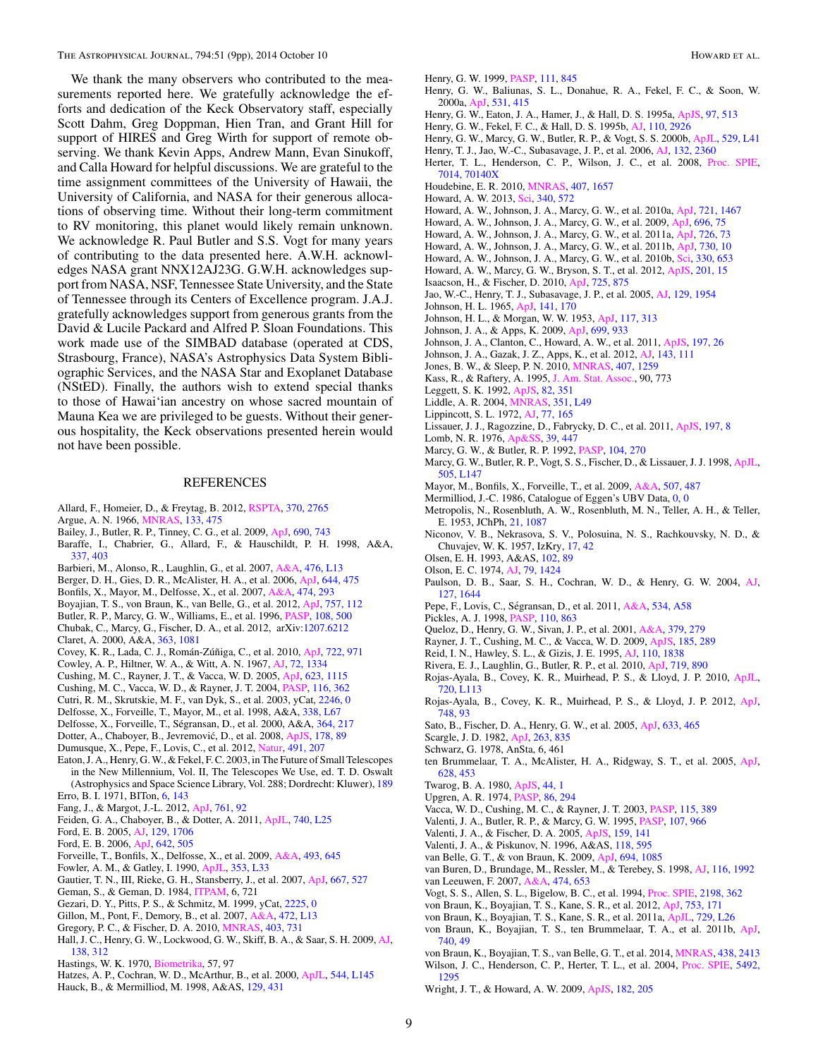We thank the many observers who contributed to the measurements reported here. We gratefully acknowledge the efforts and dedication of the Keck Observatory staff, especially Scott Dahm, Greg Doppman, Hien Tran, and Grant Hill for support of HIRES and Greg Wirth for support of remote observing. We thank Kevin Apps, Andrew Mann, Evan Sinukoff, and Calla Howard for helpful discussions. We are grateful to the time assignment committees of the University of Hawaii, the University of California, and NASA for their generous allocations of observing time. Without their long-term commitment to RV monitoring, this planet would likely remain unknown. We acknowledge R. Paul Butler and S.S. Vogt for many years of contributing to the data presented here. A.W.H. acknowledges NASA grant NNX12AJ23G. G.W.H. acknowledges support from NASA, NSF, Tennessee State University, and the State of Tennessee through its Centers of Excellence program. J.A.J. gratefully acknowledges support from generous grants from the David & Lucile Packard and Alfred P. Sloan Foundations. This work made use of the SIMBAD database (operated at CDS, Strasbourg, France), NASA's Astrophysics Data System Bibliographic Services, and the NASA Star and Exoplanet Database (NStED). Finally, the authors wish to extend special thanks to those of Hawai'ian ancestry on whose sacred mountain of Mauna Kea we are privileged to be guests. Without their generous hospitality, the Keck observations presented herein would not have been possible.

## REFERENCES

Allard, F., Homeier, D., & Freytag, B. 2012, RSPTA, 370, 2765
Argue, A. N. 1966, MNRAS, 133, 475
Bailey, J., Butler, R. P., Tinney, C. G., et al. 2009, ApJ, 690, 743
Baraffe, I., Chabrier, G., Allard, F., & Hauschildt, P. H. 1998, A&A, 337, 403
Barbieri, M., Alonso, R., Laughlin, G., et al. 2007, A&A, 476, L13
Berger, D. H., Gies, D. R., McAlister, H. A., et al. 2006, ApJ, 644, 475
Bonfils, X., Mayor, M., Delfosse, X., et al. 2007, A&A, 474, 293
Boyajian, T. S., von Braun, K., van Belle, G., et al. 2012, ApJ, 757, 112
Butler, R. P., Marcy, G. W., Williams, E., et al. 1996, PASP, 108, 500
Chubak, C., Marcy, G., Fischer, D. A., et al. 2012, arXiv:1207.6212
Claret, A. 2000, A&A, 363, 1081
Covey, K. R., Lada, C. J., Román-Zúñiga, C., et al. 2010, ApJ, 722, 971
Cowley, A. P., Hiltner, W. A., & Witt, A. N. 1967, AJ, 72, 1334
Cushing, M. C., Rayner, J. T., & Vacca, W. D. 2005, ApJ, 623, 1115
Cushing, M. C., Vacca, W. D., & Rayner, J. T. 2004, PASP, 116, 362
Cutri, R. M., Skrutskie, M. F., van Dyk, S., et al. 2003, yCat, 2246, 0
Delfosse, X., Forveille, T., Mayor, M., et al. 1998, A&A, 338, L67
Delfosse, X., Forveille, T., Ségransan, D., et al. 2000, A&A, 364, 217
Dotter, A., Chaboyer, B., Jevremović, D., et al. 2008, ApJS, 178, 89
Dumusque, X., Pepe, F., Lovis, C., et al. 2012, Natur, 491, 207
Eaton, J. A., Henry, G. W., & Fekel, F. C. 2003, in The Future of Small Telescopes in the New Millennium, Vol. II, The Telescopes We Use, ed. T. D. Oswalt (Astrophysics and Space Science Library, Vol. 288; Dordrecht: Kluwer), 189
Erro, B. I. 1971, BITon, 6, 143
Fang, J., & Margot, J.-L. 2012, ApJ, 761, 92
Feiden, G. A., Chaboyer, B., & Dotter, A. 2011, ApJL, 740, L25
Ford, E. B. 2005, AJ, 129, 1706
Ford, E. B. 2006, ApJ, 642, 505
Forveille, T., Bonfils, X., Delfosse, X., et al. 2009, A&A, 493, 645
Fowler, A. M., & Gatley, I. 1990, ApJL, 353, L33
Gautier, T. N., III, Rieke, G. H., Stansberry, J., et al. 2007, ApJ, 667, 527
Geman, S., & Geman, D. 1984, ITPAM, 6, 721
Gezari, D. Y., Pitts, P. S., & Schmitz, M. 1999, yCat, 2225, 0
Gillon, M., Pont, F., Demory, B., et al. 2007, A&A, 472, L13
Gregory, P. C., & Fischer, D. A. 2010, MNRAS, 403, 731
Hall, J. C., Henry, G. W., Lockwood, G. W., Skiff, B. A., & Saar, S. H. 2009, AJ, 138, 312
Hastings, W. K. 1970, Biometrika, 57, 97
Hatzes, A. P., Cochran, W. D., McArthur, B., et al. 2000, ApJL, 544, L145
Hauck, B., & Mermilliod, M. 1998, A&AS, 129, 431
Henry, G. W. 1999, PASP, 111, 845
Henry, G. W., Baliunas, S. L., Donahue, R. A., Fekel, F. C., & Soon, W. 2000a, ApJ, 531, 415
Henry, G. W., Eaton, J. A., Hamer, J., & Hall, D. S. 1995a, ApJS, 97, 513
Henry, G. W., Fekel, F. C., & Hall, D. S. 1995b, AJ, 110, 2926
Henry, G. W., Marcy, G. W., Butler, R. P., & Vogt, S. S. 2000b, ApJL, 529, L41
Henry, T. J., Jao, W.-C., Subasavage, J. P., et al. 2006, AJ, 132, 2360
Herter, T. L., Henderson, C. P., Wilson, J. C., et al. 2008, Proc. SPIE, 7014, 70140X
Houdebine, E. R. 2010, MNRAS, 407, 1657
Howard, A. W. 2013, Sci, 340, 572
Howard, A. W., Johnson, J. A., Marcy, G. W., et al. 2010a, ApJ, 721, 1467
Howard, A. W., Johnson, J. A., Marcy, G. W., et al. 2009, ApJ, 696, 75
Howard, A. W., Johnson, J. A., Marcy, G. W., et al. 2011a, ApJ, 726, 73
Howard, A. W., Johnson, J. A., Marcy, G. W., et al. 2011b, ApJ, 730, 10
Howard, A. W., Johnson, J. A., Marcy, G. W., et al. 2010b, Sci, 330, 653
Howard, A. W., Marcy, G. W., Bryson, S. T., et al. 2012, ApJS, 201, 15
Isaacson, H., & Fischer, D. 2010, ApJ, 725, 875
Jao, W.-C., Henry, T. J., Subasavage, J. P., et al. 2005, AJ, 129, 1954
Johnson, H. L. 1965, ApJ, 141, 170
Johnson, H. L., & Morgan, W. W. 1953, ApJ, 117, 313
Johnson, J. A., & Apps, K. 2009, ApJ, 699, 933
Johnson, J. A., Clanton, C., Howard, A. W., et al. 2011, ApJS, 197, 26
Johnson, J. A., Gazak, J. Z., Apps, K., et al. 2012, AJ, 143, 111
Jones, B. W., & Sleep, P. N. 2010, MNRAS, 407, 1259
Kass, R., & Raftery, A. 1995, J. Am. Stat. Assoc., 90, 773
Leggett, S. K. 1992, ApJS, 82, 351
Liddle, A. R. 2004, MNRAS, 351, L49
Lippincott, S. L. 1972, AJ, 77, 165
Lissauer, J. J., Ragozzine, D., Fabrycky, D. C., et al. 2011, ApJS, 197, 8
Lomb, N. R. 1976, Ap&SS, 39, 447
Marcy, G. W., & Butler, R. P. 1992, PASP, 104, 270
Marcy, G. W., Butler, R. P., Vogt, S. S., Fischer, D., & Lissauer, J. J. 1998, ApJL, 505, L147
Mayor, M., Bonfils, X., Forveille, T., et al. 2009, A&A, 507, 487
Mermilliod, J.-C. 1986, Catalogue of Eggen's UBV Data, 0, 0
Metropolis, N., Rosenbluth, A. W., Rosenbluth, M. N., Teller, A. H., & Teller, E. 1953, JChPh, 21, 1087
Niconov, V. B., Nekrasova, S. V., Polosuina, N. S., Rachkouvsky, N. D., & Chuvajev, W. K. 1957, IzKry, 17, 42
Olsen, E. H. 1993, A&AS, 102, 89
Olson, E. C. 1974, AJ, 79, 1424
Paulson, D. B., Saar, S. H., Cochran, W. D., & Henry, G. W. 2004, AJ, 127, 1644
Pepe, F., Lovis, C., Ségransan, D., et al. 2011, A&A, 534, A58
Pickles, A. J. 1998, PASP, 110, 863
Queloz, D., Henry, G. W., Sivan, J. P., et al. 2001, A&A, 379, 279
Rayner, J. T., Cushing, M. C., & Vacca, W. D. 2009, ApJS, 185, 289
Reid, I. N., Hawley, S. L., & Gizis, J. E. 1995, AJ, 110, 1838
Rivera, E. J., Laughlin, G., Butler, R. P., et al. 2010, ApJ, 719, 890
Rojas-Ayala, B., Covey, K. R., Muirhead, P. S., & Lloyd, J. P. 2010, ApJL, 720, L113
Rojas-Ayala, B., Covey, K. R., Muirhead, P. S., & Lloyd, J. P. 2012, ApJ, 748, 93
Sato, B., Fischer, D. A., Henry, G. W., et al. 2005, ApJ, 633, 465
Scargle, J. D. 1982, ApJ, 263, 835
Schwarz, G. 1978, AnSta, 6, 461
ten Brummelaar, T. A., McAlister, H. A., Ridgway, S. T., et al. 2005, ApJ, 628, 453
Twarog, B. A. 1980, ApJS, 44, 1
Upgren, A. R. 1974, PASP, 86, 294
Vacca, W. D., Cushing, M. C., & Rayner, J. T. 2003, PASP, 115, 389
Valenti, J. A., Butler, R. P., & Marcy, G. W. 1995, PASP, 107, 966
Valenti, J. A., & Fischer, D. A. 2005, ApJS, 159, 141
Valenti, J. A., & Piskunov, N. 1996, A&AS, 118, 595
van Belle, G. T., & von Braun, K. 2009, ApJ, 694, 1085
van Buren, D., Brundage, M., Ressler, M., & Terebey, S. 1998, AJ, 116, 1992
van Leeuwen, F. 2007, A&A, 474, 653
Vogt, S. S., Allen, S. L., Bigelow, B. C., et al. 1994, Proc. SPIE, 2198, 362
von Braun, K., Boyajian, T. S., Kane, S. R., et al. 2012, ApJ, 753, 171
von Braun, K., Boyajian, T. S., Kane, S. R., et al. 2011a, ApJL, 729, L26
von Braun, K., Boyajian, T. S., ten Brummelaar, T. A., et al. 2011b, ApJ, 740, 49
von Braun, K., Boyajian, T. S., van Belle, G. T., et al. 2014, MNRAS, 438, 2413
Wilson, J. C., Henderson, C. P., Herter, T. L., et al. 2004, Proc. SPIE, 5492, 1295
Wright, J. T., & Howard, A. W. 2009, ApJS, 182, 205